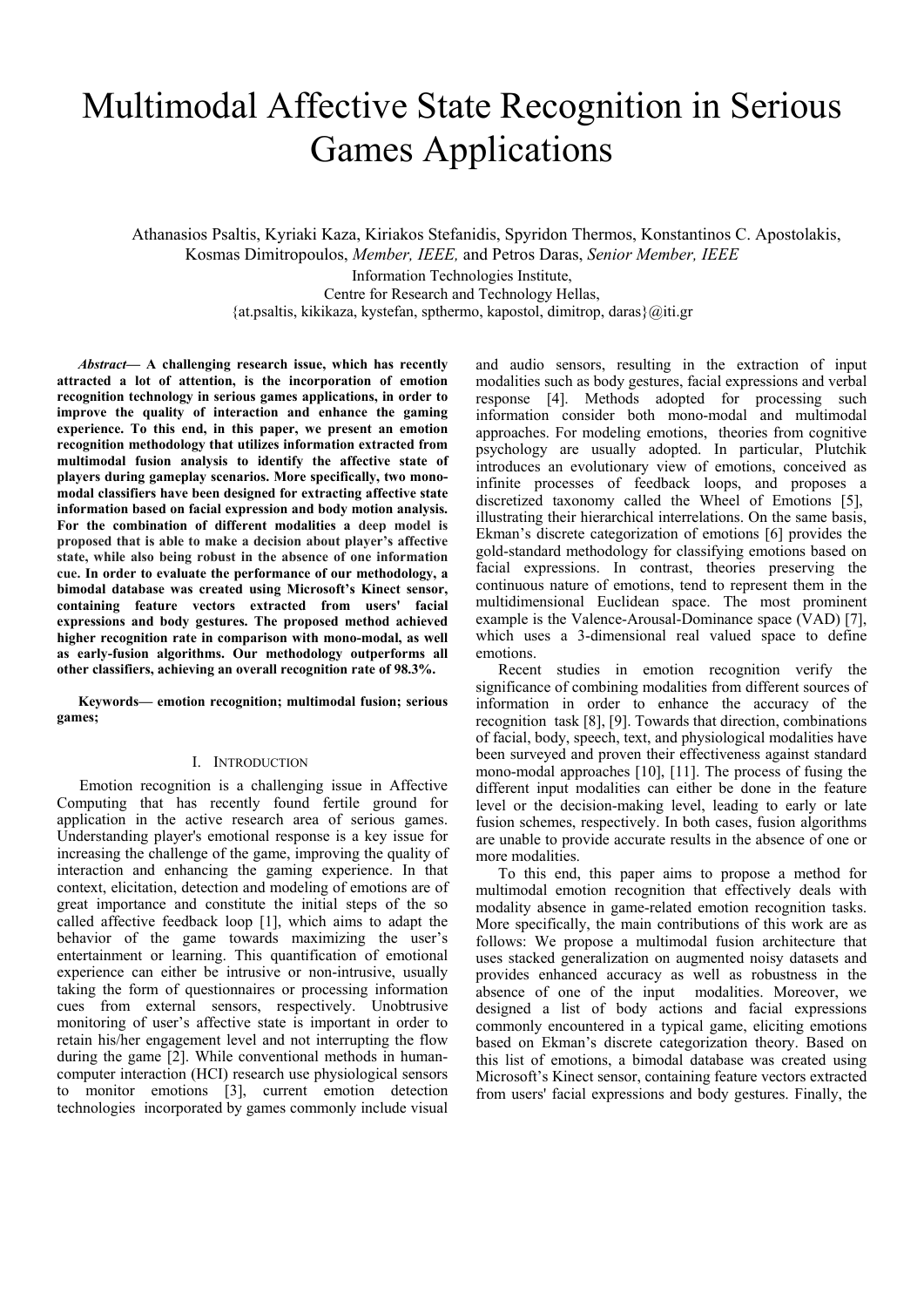# Multimodal Affective State Recognition in Serious Games Applications

Athanasios Psaltis, Kyriaki Kaza, Kiriakos Stefanidis, Spyridon Thermos, Konstantinos C. Apostolakis, Kosmas Dimitropoulos, *Member, IEEE,* and Petros Daras, *Senior Member, IEEE*

Information Technologies Institute,
Centre for Research and Technology Hellas,
{at.psaltis, kikikaza, kystefan, spthermo, kapostol, dimitrop, daras}@iti.gr

***Abstract*— A challenging research issue, which has recently attracted a lot of attention, is the incorporation of emotion recognition technology in serious games applications, in order to improve the quality of interaction and enhance the gaming experience. To this end, in this paper, we present an emotion recognition methodology that utilizes information extracted from multimodal fusion analysis to identify the affective state of players during gameplay scenarios. More specifically, two mono-modal classifiers have been designed for extracting affective state information based on facial expression and body motion analysis. For the combination of different modalities a deep model is proposed that is able to make a decision about player's affective state, while also being robust in the absence of one information cue. In order to evaluate the performance of our methodology, a bimodal database was created using Microsoft's Kinect sensor, containing feature vectors extracted from users' facial expressions and body gestures. The proposed method achieved higher recognition rate in comparison with mono-modal, as well as early-fusion algorithms. Our methodology outperforms all other classifiers, achieving an overall recognition rate of 98.3%.**

**Keywords— emotion recognition; multimodal fusion; serious games;**

## I. Introduction

Emotion recognition is a challenging issue in Affective Computing that has recently found fertile ground for application in the active research area of serious games. Understanding player's emotional response is a key issue for increasing the challenge of the game, improving the quality of interaction and enhancing the gaming experience. In that context, elicitation, detection and modeling of emotions are of great importance and constitute the initial steps of the so called affective feedback loop [1], which aims to adapt the behavior of the game towards maximizing the user's entertainment or learning. This quantification of emotional experience can either be intrusive or non-intrusive, usually taking the form of questionnaires or processing information cues from external sensors, respectively. Unobtrusive monitoring of user's affective state is important in order to retain his/her engagement level and not interrupting the flow during the game [2]. While conventional methods in human-computer interaction (HCI) research use physiological sensors to monitor emotions [3], current emotion detection technologies incorporated by games commonly include visual and audio sensors, resulting in the extraction of input modalities such as body gestures, facial expressions and verbal response [4]. Methods adopted for processing such information consider both mono-modal and multimodal approaches. For modeling emotions, theories from cognitive psychology are usually adopted. In particular, Plutchik introduces an evolutionary view of emotions, conceived as infinite processes of feedback loops, and proposes a discretized taxonomy called the Wheel of Emotions [5], illustrating their hierarchical interrelations. On the same basis, Ekman's discrete categorization of emotions [6] provides the gold-standard methodology for classifying emotions based on facial expressions. In contrast, theories preserving the continuous nature of emotions, tend to represent them in the multidimensional Euclidean space. The most prominent example is the Valence-Arousal-Dominance space (VAD) [7], which uses a 3-dimensional real valued space to define emotions.

Recent studies in emotion recognition verify the significance of combining modalities from different sources of information in order to enhance the accuracy of the recognition task [8], [9]. Towards that direction, combinations of facial, body, speech, text, and physiological modalities have been surveyed and proven their effectiveness against standard mono-modal approaches [10], [11]. The process of fusing the different input modalities can either be done in the feature level or the decision-making level, leading to early or late fusion schemes, respectively. In both cases, fusion algorithms are unable to provide accurate results in the absence of one or more modalities.

To this end, this paper aims to propose a method for multimodal emotion recognition that effectively deals with modality absence in game-related emotion recognition tasks. More specifically, the main contributions of this work are as follows: We propose a multimodal fusion architecture that uses stacked generalization on augmented noisy datasets and provides enhanced accuracy as well as robustness in the absence of one of the input modalities. Moreover, we designed a list of body actions and facial expressions commonly encountered in a typical game, eliciting emotions based on Ekman's discrete categorization theory. Based on this list of emotions, a bimodal database was created using Microsoft's Kinect sensor, containing feature vectors extracted from users' facial expressions and body gestures. Finally, the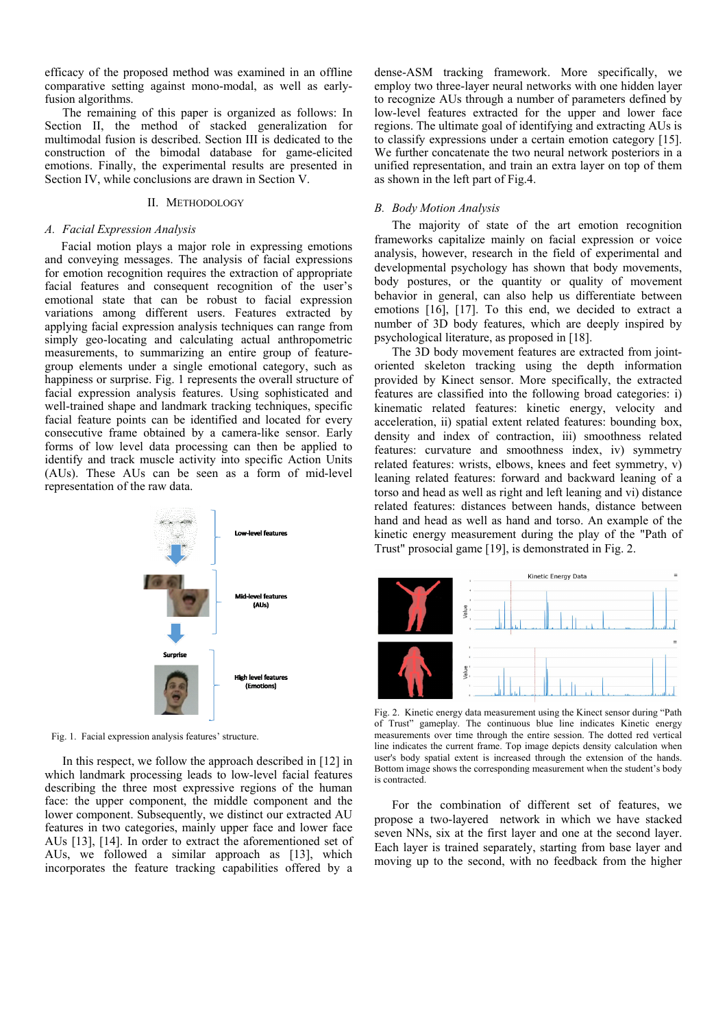efficacy of the proposed method was examined in an offline comparative setting against mono-modal, as well as early-fusion algorithms.

The remaining of this paper is organized as follows: In Section II, the method of stacked generalization for multimodal fusion is described. Section III is dedicated to the construction of the bimodal database for game-elicited emotions. Finally, the experimental results are presented in Section IV, while conclusions are drawn in Section V.

## II. Methodology

### A. Facial Expression Analysis

Facial motion plays a major role in expressing emotions and conveying messages. The analysis of facial expressions for emotion recognition requires the extraction of appropriate facial features and consequent recognition of the user's emotional state that can be robust to facial expression variations among different users. Features extracted by applying facial expression analysis techniques can range from simply geo-locating and calculating actual anthropometric measurements, to summarizing an entire group of feature-group elements under a single emotional category, such as happiness or surprise. Fig. 1 represents the overall structure of facial expression analysis features. Using sophisticated and well-trained shape and landmark tracking techniques, specific facial feature points can be identified and located for every consecutive frame obtained by a camera-like sensor. Early forms of low level data processing can then be applied to identify and track muscle activity into specific Action Units (AUs). These AUs can be seen as a form of mid-level representation of the raw data.

Fig. 1. Facial expression analysis features' structure.

In this respect, we follow the approach described in [12] in which landmark processing leads to low-level facial features describing the three most expressive regions of the human face: the upper component, the middle component and the lower component. Subsequently, we distinct our extracted AU features in two categories, mainly upper face and lower face AUs [13], [14]. In order to extract the aforementioned set of AUs, we followed a similar approach as [13], which incorporates the feature tracking capabilities offered by a dense-ASM tracking framework. More specifically, we employ two three-layer neural networks with one hidden layer to recognize AUs through a number of parameters defined by low-level features extracted for the upper and lower face regions. The ultimate goal of identifying and extracting AUs is to classify expressions under a certain emotion category [15]. We further concatenate the two neural network posteriors in a unified representation, and train an extra layer on top of them as shown in the left part of Fig.4.

### B. Body Motion Analysis

The majority of state of the art emotion recognition frameworks capitalize mainly on facial expression or voice analysis, however, research in the field of experimental and developmental psychology has shown that body movements, body postures, or the quantity or quality of movement behavior in general, can also help us differentiate between emotions [16], [17]. To this end, we decided to extract a number of 3D body features, which are deeply inspired by psychological literature, as proposed in [18].

The 3D body movement features are extracted from joint-oriented skeleton tracking using the depth information provided by Kinect sensor. More specifically, the extracted features are classified into the following broad categories: i) kinematic related features: kinetic energy, velocity and acceleration, ii) spatial extent related features: bounding box, density and index of contraction, iii) smoothness related features: curvature and smoothness index, iv) symmetry related features: wrists, elbows, knees and feet symmetry, v) leaning related features: forward and backward leaning of a torso and head as well as right and left leaning and vi) distance related features: distances between hands, distance between hand and head as well as hand and torso. An example of the kinetic energy measurement during the play of the "Path of Trust" prosocial game [19], is demonstrated in Fig. 2.

Fig. 2. Kinetic energy data measurement using the Kinect sensor during "Path of Trust" gameplay. The continuous blue line indicates Kinetic energy measurements over time through the entire session. The dotted red vertical line indicates the current frame. Top image depicts density calculation when user's body spatial extent is increased through the extension of the hands. Bottom image shows the corresponding measurement when the student's body is contracted.

For the combination of different set of features, we propose a two-layered network in which we have stacked seven NNs, six at the first layer and one at the second layer. Each layer is trained separately, starting from base layer and moving up to the second, with no feedback from the higher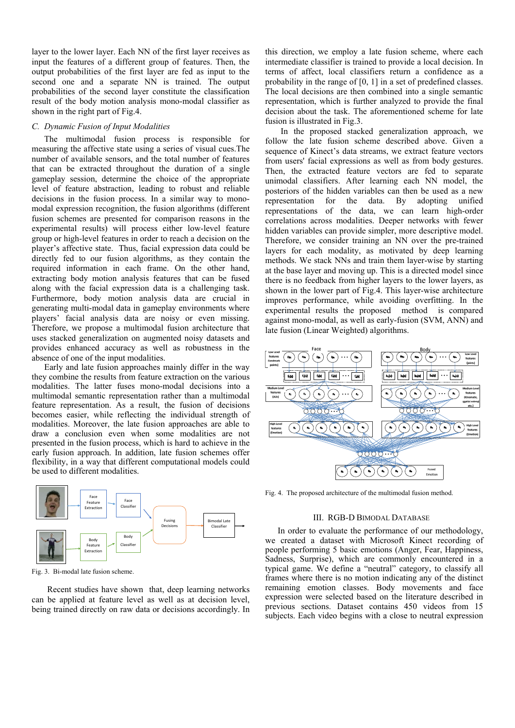layer to the lower layer. Each NN of the first layer receives as input the features of a different group of features. Then, the output probabilities of the first layer are fed as input to the second one and a separate NN is trained. The output probabilities of the second layer constitute the classification result of the body motion analysis mono-modal classifier as shown in the right part of Fig.4.

### *C. Dynamic Fusion of Input Modalities*

The multimodal fusion process is responsible for measuring the affective state using a series of visual cues.The number of available sensors, and the total number of features that can be extracted throughout the duration of a single gameplay session, determine the choice of the appropriate level of feature abstraction, leading to robust and reliable decisions in the fusion process. In a similar way to mono-modal expression recognition, the fusion algorithms (different fusion schemes are presented for comparison reasons in the experimental results) will process either low-level feature group or high-level features in order to reach a decision on the player's affective state. Thus, facial expression data could be directly fed to our fusion algorithms, as they contain the required information in each frame. On the other hand, extracting body motion analysis features that can be fused along with the facial expression data is a challenging task. Furthermore, body motion analysis data are crucial in generating multi-modal data in gameplay environments where players' facial analysis data are noisy or even missing. Therefore, we propose a multimodal fusion architecture that uses stacked generalization on augmented noisy datasets and provides enhanced accuracy as well as robustness in the absence of one of the input modalities.

Early and late fusion approaches mainly differ in the way they combine the results from feature extraction on the various modalities. The latter fuses mono-modal decisions into a multimodal semantic representation rather than a multimodal feature representation. As a result, the fusion of decisions becomes easier, while reflecting the individual strength of modalities. Moreover, the late fusion approaches are able to draw a conclusion even when some modalities are not presented in the fusion process, which is hard to achieve in the early fusion approach. In addition, late fusion schemes offer flexibility, in a way that different computational models could be used to different modalities.

Fig. 3. Bi-modal late fusion scheme.

Recent studies have shown that, deep learning networks can be applied at feature level as well as at decision level, being trained directly on raw data or decisions accordingly. In this direction, we employ a late fusion scheme, where each intermediate classifier is trained to provide a local decision. In terms of affect, local classifiers return a confidence as a probability in the range of [0, 1] in a set of predefined classes. The local decisions are then combined into a single semantic representation, which is further analyzed to provide the final decision about the task. The aforementioned scheme for late fusion is illustrated in Fig.3.

In the proposed stacked generalization approach, we follow the late fusion scheme described above. Given a sequence of Kinect's data streams, we extract feature vectors from users' facial expressions as well as from body gestures. Then, the extracted feature vectors are fed to separate unimodal classifiers. After learning each NN model, the posteriors of the hidden variables can then be used as a new representation for the data. By adopting unified representations of the data, we can learn high-order correlations across modalities. Deeper networks with fewer hidden variables can provide simpler, more descriptive model. Therefore, we consider training an NN over the pre-trained layers for each modality, as motivated by deep learning methods. We stack NNs and train them layer-wise by starting at the base layer and moving up. This is a directed model since there is no feedback from higher layers to the lower layers, as shown in the lower part of Fig.4. This layer-wise architecture improves performance, while avoiding overfitting. In the experimental results the proposed method is compared against mono-modal, as well as early-fusion (SVM, ANN) and late fusion (Linear Weighted) algorithms.

Fig. 4. The proposed architecture of the multimodal fusion method.

## III. RGB-D Bimodal Database

In order to evaluate the performance of our methodology, we created a dataset with Microsoft Kinect recording of people performing 5 basic emotions (Anger, Fear, Happiness, Sadness, Surprise), which are commonly encountered in a typical game. We define a "neutral" category, to classify all frames where there is no motion indicating any of the distinct remaining emotion classes. Body movements and face expression were selected based on the literature described in previous sections. Dataset contains 450 videos from 15 subjects. Each video begins with a close to neutral expression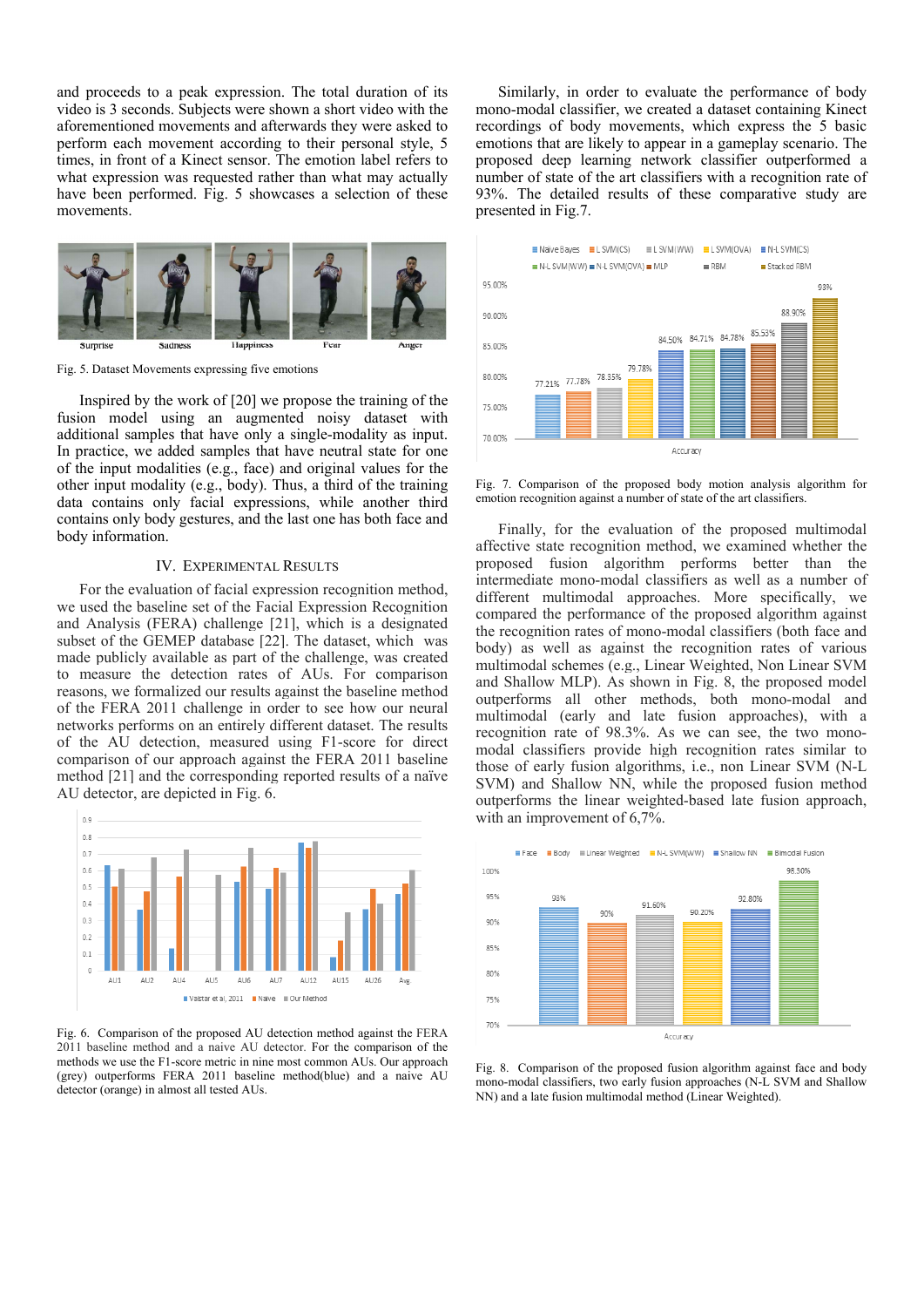and proceeds to a peak expression. The total duration of its video is 3 seconds. Subjects were shown a short video with the aforementioned movements and afterwards they were asked to perform each movement according to their personal style, 5 times, in front of a Kinect sensor. The emotion label refers to what expression was requested rather than what may actually have been performed. Fig. 5 showcases a selection of these movements.

Fig. 5. Dataset Movements expressing five emotions

Inspired by the work of [20] we propose the training of the fusion model using an augmented noisy dataset with additional samples that have only a single-modality as input. In practice, we added samples that have neutral state for one of the input modalities (e.g., face) and original values for the other input modality (e.g., body). Thus, a third of the training data contains only facial expressions, while another third contains only body gestures, and the last one has both face and body information.

## IV. Experimental Results

For the evaluation of facial expression recognition method, we used the baseline set of the Facial Expression Recognition and Analysis (FERA) challenge [21], which is a designated subset of the GEMEP database [22]. The dataset, which was made publicly available as part of the challenge, was created to measure the detection rates of AUs. For comparison reasons, we formalized our results against the baseline method of the FERA 2011 challenge in order to see how our neural networks performs on an entirely different dataset. The results of the AU detection, measured using F1-score for direct comparison of our approach against the FERA 2011 baseline method [21] and the corresponding reported results of a naïve AU detector, are depicted in Fig. 6.

Fig. 6. Comparison of the proposed AU detection method against the FERA 2011 baseline method and a naive AU detector. For the comparison of the methods we use the F1-score metric in nine most common AUs. Our approach (grey) outperforms FERA 2011 baseline method(blue) and a naive AU detector (orange) in almost all tested AUs.

Similarly, in order to evaluate the performance of body mono-modal classifier, we created a dataset containing Kinect recordings of body movements, which express the 5 basic emotions that are likely to appear in a gameplay scenario. The proposed deep learning network classifier outperformed a number of state of the art classifiers with a recognition rate of 93%. The detailed results of these comparative study are presented in Fig.7.

Fig. 7. Comparison of the proposed body motion analysis algorithm for emotion recognition against a number of state of the art classifiers.

Finally, for the evaluation of the proposed multimodal affective state recognition method, we examined whether the proposed fusion algorithm performs better than the intermediate mono-modal classifiers as well as a number of different multimodal approaches. More specifically, we compared the performance of the proposed algorithm against the recognition rates of mono-modal classifiers (both face and body) as well as against the recognition rates of various multimodal schemes (e.g., Linear Weighted, Non Linear SVM and Shallow MLP). As shown in Fig. 8, the proposed model outperforms all other methods, both mono-modal and multimodal (early and late fusion approaches), with a recognition rate of 98.3%. As we can see, the two mono-modal classifiers provide high recognition rates similar to those of early fusion algorithms, i.e., non Linear SVM (N-L SVM) and Shallow NN, while the proposed fusion method outperforms the linear weighted-based late fusion approach, with an improvement of 6,7%.

Fig. 8. Comparison of the proposed fusion algorithm against face and body mono-modal classifiers, two early fusion approaches (N-L SVM and Shallow NN) and a late fusion multimodal method (Linear Weighted).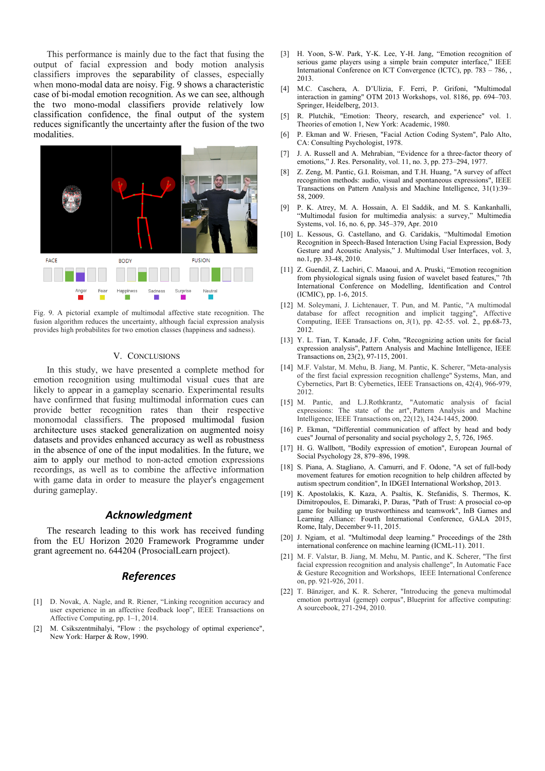This performance is mainly due to the fact that fusing the output of facial expression and body motion analysis classifiers improves the separability of classes, especially when mono-modal data are noisy. Fig. 9 shows a characteristic case of bi-modal emotion recognition. As we can see, although the two mono-modal classifiers provide relatively low classification confidence, the final output of the system reduces significantly the uncertainty after the fusion of the two modalities.

FACE
BODY
FUSION
Anger
Fear
Happiness
Sadness
Surprise
Neutral

Fig. 9. A pictorial example of multimodal affective state recognition. The fusion algorithm reduces the uncertainty, although facial expression analysis provides high probabilites for two emotion classes (happiness and sadness).

## V. Conclusions

In this study, we have presented a complete method for emotion recognition using multimodal visual cues that are likely to appear in a gameplay scenario. Experimental results have confirmed that fusing multimodal information cues can provide better recognition rates than their respective monomodal classifiers. The proposed multimodal fusion architecture uses stacked generalization on augmented noisy datasets and provides enhanced accuracy as well as robustness in the absence of one of the input modalities. In the future, we aim to apply our method to non-acted emotion expressions recordings, as well as to combine the affective information with game data in order to measure the player's engagement during gameplay.

## *Acknowledgment*

The research leading to this work has received funding from the EU Horizon 2020 Framework Programme under grant agreement no. 644204 (ProsocialLearn project).

## *References*

[1] D. Novak, A. Nagle, and R. Riener, “Linking recognition accuracy and user experience in an affective feedback loop”, IEEE Transactions on Affective Computing, pp. 1–1, 2014.

[2] M. Csikszentmihalyi, "Flow : the psychology of optimal experience", New York: Harper & Row, 1990.

[3] H. Yoon, S-W. Park, Y-K. Lee, Y-H. Jang, “Emotion recognition of serious game players using a simple brain computer interface,” IEEE International Conference on ICT Convergence (ICTC), pp. 783 – 786, , 2013.

[4] M.C. Caschera, A. D’Ulizia, F. Ferri, P. Grifoni, "Multimodal interaction in gaming" OTM 2013 Workshops, vol. 8186, pp. 694–703. Springer, Heidelberg, 2013.

[5] R. Plutchik, "Emotion: Theory, research, and experience" vol. 1. Theories of emotion 1, New York: Academic, 1980.

[6] P. Ekman and W. Friesen, "Facial Action Coding System", Palo Alto, CA: Consulting Psychologist, 1978.

[7] J. A. Russell and A. Mehrabian, “Evidence for a three-factor theory of emotions,” J. Res. Personality, vol. 11, no. 3, pp. 273–294, 1977.

[8] Z. Zeng, M. Pantic, G.I. Roisman, and T.H. Huang, "A survey of affect recognition methods: audio, visual and spontaneous expressions", IEEE Transactions on Pattern Analysis and Machine Intelligence, 31(1):39–58, 2009.

[9] P. K. Atrey, M. A. Hossain, A. El Saddik, and M. S. Kankanhalli, “Multimodal fusion for multimedia analysis: a survey,” Multimedia Systems, vol. 16, no. 6, pp. 345–379, Apr. 2010

[10] L. Kessous, G. Castellano, and G. Caridakis, “Multimodal Emotion Recognition in Speech-Based Interaction Using Facial Expression, Body Gesture and Acoustic Analysis,” J. Multimodal User Interfaces, vol. 3, no.1, pp. 33-48, 2010.

[11] Z. Guendil, Z. Lachiri, C. Maaoui, and A. Pruski, “Emotion recognition from physiological signals using fusion of wavelet based features,” 7th International Conference on Modelling, Identification and Control (ICMIC), pp. 1-6, 2015.

[12] M. Soleymani, J. Lichtenauer, T. Pun, and M. Pantic, "A multimodal database for affect recognition and implicit tagging", Affective Computing, IEEE Transactions on, *3*(1), pp. 42-55. vol. 2., pp.68-73, 2012.

[13] Y. L. Tian, T. Kanade, J.F. Cohn, "Recognizing action units for facial expression analysis", Pattern Analysis and Machine Intelligence, IEEE Transactions on, 23(2), 97-115, 2001.

[14] M.F. Valstar, M. Mehu, B. Jiang, M. Pantic, K. Scherer, "Meta-analysis of the first facial expression recognition challenge" Systems, Man, and Cybernetics, Part B: Cybernetics, IEEE Transactions on, 42(4), 966-979, 2012.

[15] M. Pantic, and L.J.Rothkrantz, "Automatic analysis of facial expressions: The state of the art", Pattern Analysis and Machine Intelligence, IEEE Transactions on, 22(12), 1424-1445, 2000.

[16] P. Ekman, "Differential communication of affect by head and body cues" Journal of personality and social psychology 2, 5, 726, 1965.

[17] H. G. Wallbott, "Bodily expression of emotion", European Journal of Social Psychology 28, 879–896, 1998.

[18] S. Piana, A. Stagliano, A. Camurri, and F. Odone, "A set of full-body movement features for emotion recognition to help children affected by autism spectrum condition", In IDGEI International Workshop, 2013.

[19] K. Apostolakis, K. Kaza, A. Psaltis, K. Stefanidis, S. Thermos, K. Dimitropoulos, E. Dimaraki, P. Daras, "Path of Trust: A prosocial co-op game for building up trustworthiness and teamwork", InB Games and Learning Alliance: Fourth International Conference, GALA 2015, Rome, Italy, December 9-11, 2015.

[20] J. Ngiam, et al. "Multimodal deep learning." Proceedings of the 28th international conference on machine learning (ICML-11). 2011.

[21] M. F. Valstar, B. Jiang, M. Mehu, M. Pantic, and K. Scherer, "The first facial expression recognition and analysis challenge", In Automatic Face & Gesture Recognition and Workshops, IEEE International Conference on, pp. 921-926, 2011.

[22] T. Bänziger, and K. R. Scherer, "Introducing the geneva multimodal emotion portrayal (gemep) corpus", Blueprint for affective computing: A sourcebook, 271-294, 2010.